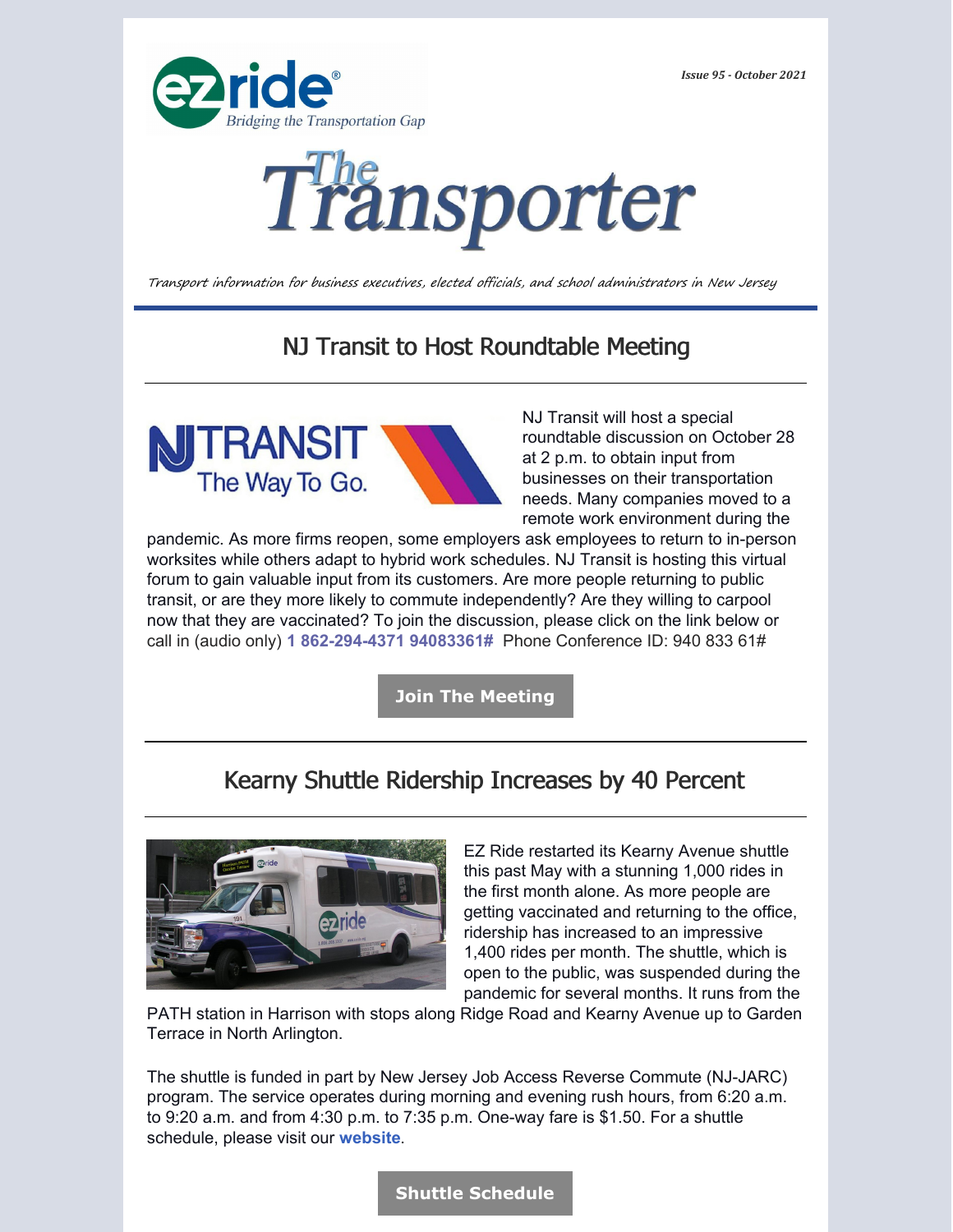*Issue 95 - October 2021*

ezride® Bridging the Transportation Gap

# The Transporter

*Transport information for business executives, elected officials, and school administrators in New Jersey*

## NJ Transit to Host Roundtable Meeting

NJ Transit will host a special roundtable discussion on October 28 at 2 p.m. to obtain input from businesses on their transportation needs. Many companies moved to a remote work environment during the pandemic. As more firms reopen, some employers ask employees to return to in-person worksites while others adapt to hybrid work schedules. NJ Transit is hosting this virtual forum to gain valuable input from its customers. Are more people returning to public transit, or are they more likely to commute independently? Are they willing to carpool now that they are vaccinated? To join the discussion, please click on the link below or call in (audio only) **1 862-294-4371 94083361#** Phone Conference ID: 940 833 61#

**Join The Meeting**

## Kearny Shuttle Ridership Increases by 40 Percent

EZ Ride restarted its Kearny Avenue shuttle this past May with a stunning 1,000 rides in the first month alone. As more people are getting vaccinated and returning to the office, ridership has increased to an impressive 1,400 rides per month. The shuttle, which is open to the public, was suspended during the pandemic for several months. It runs from the PATH station in Harrison with stops along Ridge Road and Kearny Avenue up to Garden Terrace in North Arlington.

The shuttle is funded in part by New Jersey Job Access Reverse Commute (NJ-JARC) program. The service operates during morning and evening rush hours, from 6:20 a.m. to 9:20 a.m. and from 4:30 p.m. to 7:35 p.m. One-way fare is $1.50. For a shuttle schedule, please visit our **website**.

**Shuttle Schedule**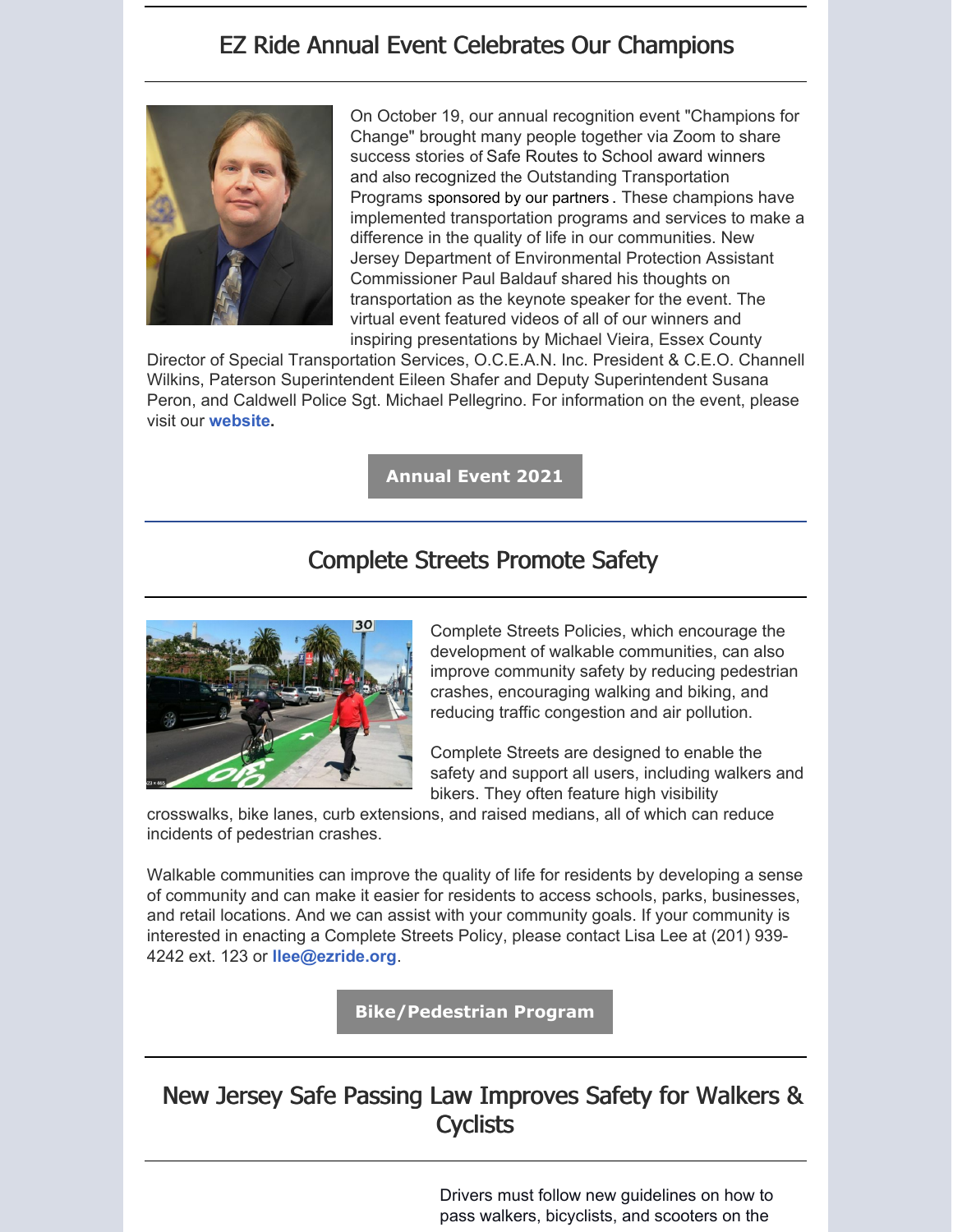## EZ Ride Annual Event Celebrates Our Champions

On October 19, our annual recognition event "Champions for Change" brought many people together via Zoom to share success stories of Safe Routes to School award winners and also recognized the Outstanding Transportation Programs sponsored by our partners . These champions have implemented transportation programs and services to make a difference in the quality of life in our communities. New Jersey Department of Environmental Protection Assistant Commissioner Paul Baldauf shared his thoughts on transportation as the keynote speaker for the event. The virtual event featured videos of all of our winners and inspiring presentations by Michael Vieira, Essex County Director of Special Transportation Services, O.C.E.A.N. Inc. President & C.E.O. Channell Wilkins, Paterson Superintendent Eileen Shafer and Deputy Superintendent Susana Peron, and Caldwell Police Sgt. Michael Pellegrino. For information on the event, please visit our **website**.

**Annual Event 2021**

## Complete Streets Promote Safety

Complete Streets Policies, which encourage the development of walkable communities, can also improve community safety by reducing pedestrian crashes, encouraging walking and biking, and reducing traffic congestion and air pollution.

Complete Streets are designed to enable the safety and support all users, including walkers and bikers. They often feature high visibility crosswalks, bike lanes, curb extensions, and raised medians, all of which can reduce incidents of pedestrian crashes.

Walkable communities can improve the quality of life for residents by developing a sense of community and can make it easier for residents to access schools, parks, businesses, and retail locations. And we can assist with your community goals. If your community is interested in enacting a Complete Streets Policy, please contact Lisa Lee at (201) 939-4242 ext. 123 or **llee@ezride.org**.

**Bike/Pedestrian Program**

## New Jersey Safe Passing Law Improves Safety for Walkers & Cyclists

Drivers must follow new guidelines on how to pass walkers, bicyclists, and scooters on the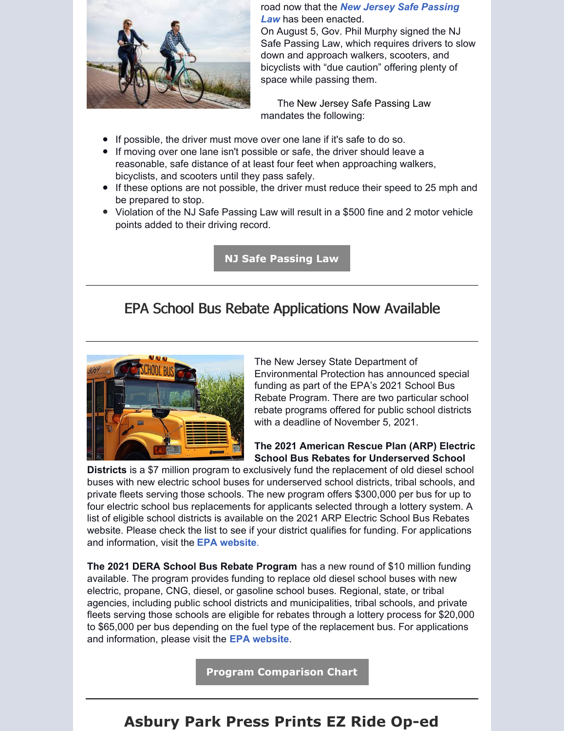road now that the ***New Jersey Safe Passing Law*** has been enacted.

On August 5, Gov. Phil Murphy signed the NJ Safe Passing Law, which requires drivers to slow down and approach walkers, scooters, and bicyclists with “due caution” offering plenty of space while passing them.

The New Jersey Safe Passing Law mandates the following:

- If possible, the driver must move over one lane if it's safe to do so.
- If moving over one lane isn't possible or safe, the driver should leave a reasonable, safe distance of at least four feet when approaching walkers, bicyclists, and scooters until they pass safely.
- If these options are not possible, the driver must reduce their speed to 25 mph and be prepared to stop.
- Violation of the NJ Safe Passing Law will result in a $500 fine and 2 motor vehicle points added to their driving record.

**NJ Safe Passing Law**

---

## EPA School Bus Rebate Applications Now Available

---

The New Jersey State Department of Environmental Protection has announced special funding as part of the EPA’s 2021 School Bus Rebate Program. There are two particular school rebate programs offered for public school districts with a deadline of November 5, 2021.

**The 2021 American Rescue Plan (ARP) Electric School Bus Rebates for Underserved School Districts** is a $7 million program to exclusively fund the replacement of old diesel school buses with new electric school buses for underserved school districts, tribal schools, and private fleets serving those schools. The new program offers $300,000 per bus for up to four electric school bus replacements for applicants selected through a lottery system. A list of eligible school districts is available on the 2021 ARP Electric School Bus Rebates website. Please check the list to see if your district qualifies for funding. For applications and information, visit the **EPA website**.

**The 2021 DERA School Bus Rebate Program** has a new round of $10 million funding available. The program provides funding to replace old diesel school buses with new electric, propane, CNG, diesel, or gasoline school buses. Regional, state, or tribal agencies, including public school districts and municipalities, tribal schools, and private fleets serving those schools are eligible for rebates through a lottery process for $20,000 to $65,000 per bus depending on the fuel type of the replacement bus. For applications and information, please visit the **EPA website**.

**Program Comparison Chart**

---

## Asbury Park Press Prints EZ Ride Op-ed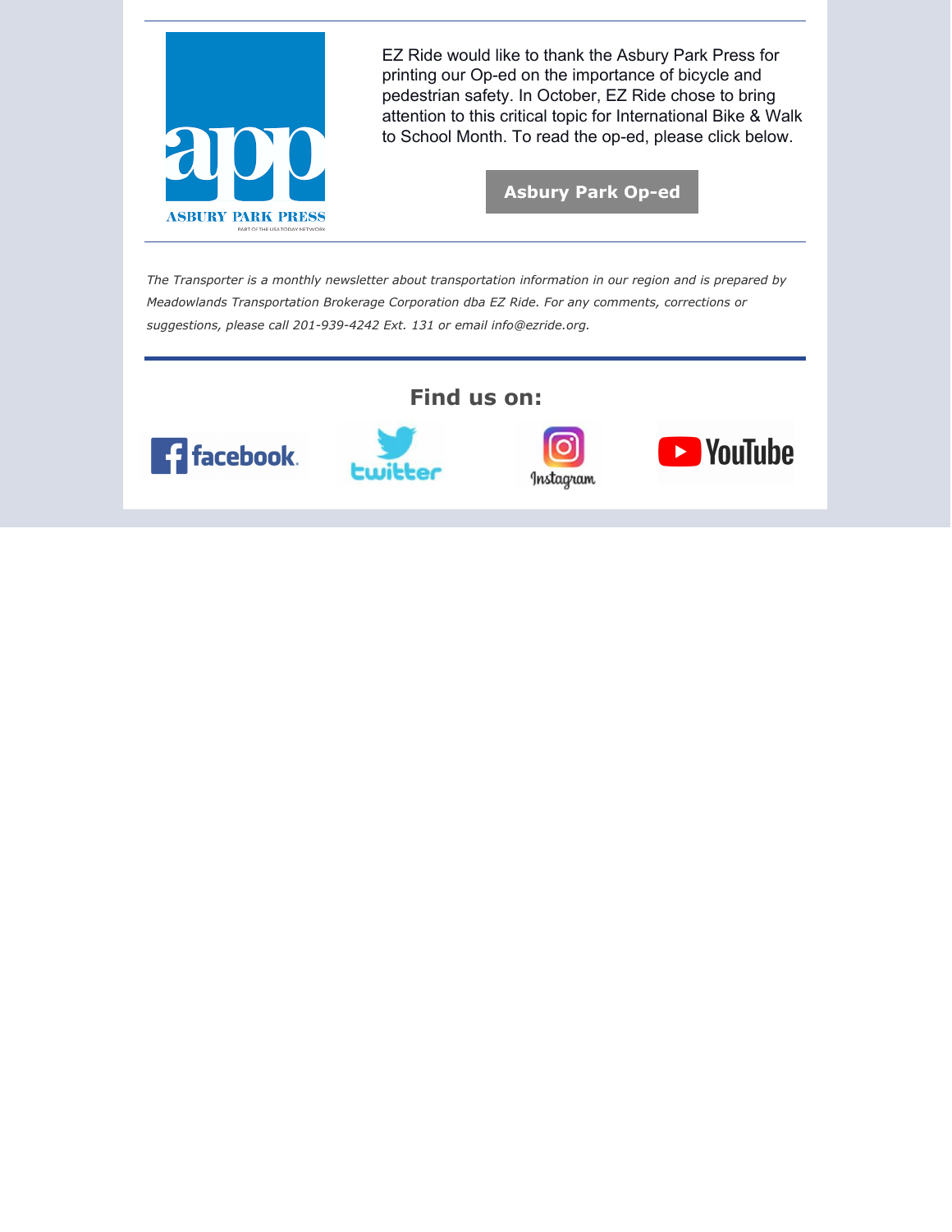EZ Ride would like to thank the Asbury Park Press for printing our Op-ed on the importance of bicycle and pedestrian safety. In October, EZ Ride chose to bring attention to this critical topic for International Bike & Walk to School Month. To read the op-ed, please click below.

**Asbury Park Op-ed**

*The Transporter is a monthly newsletter about transportation information in our region and is prepared by Meadowlands Transportation Brokerage Corporation dba EZ Ride. For any comments, corrections or suggestions, please call 201-939-4242 Ext. 131 or email info@ezride.org.*

## Find us on:

facebook twitter Instagram YouTube